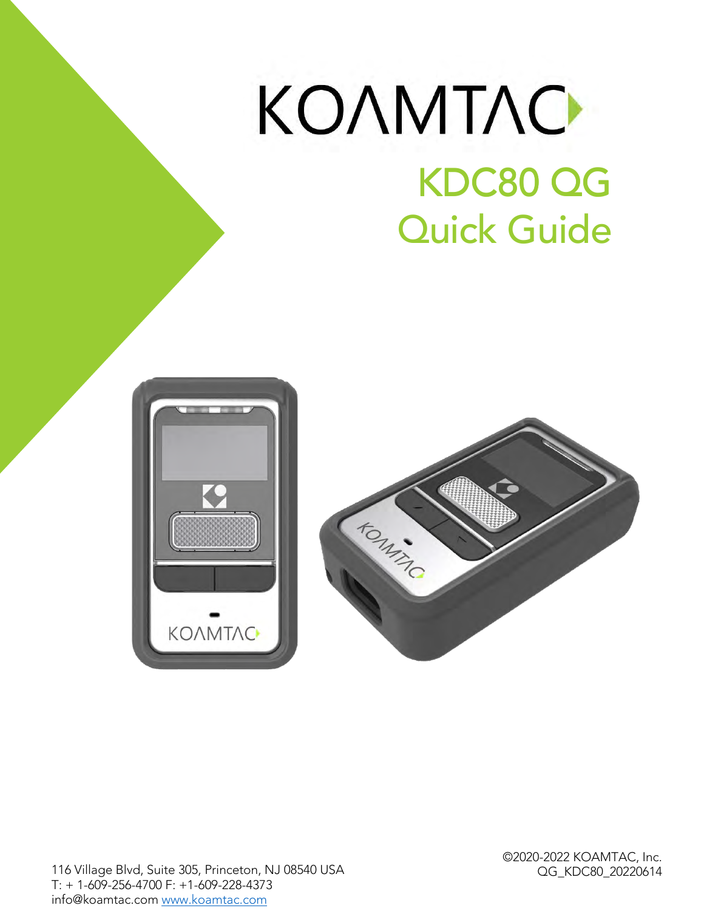# KOAMTAC

## KDC80 QG

## Quick Guide

116 Village Blvd, Suite 305, Princeton, NJ 08540 USA
T: + 1-609-256-4700 F: +1-609-228-4373
info@koamtac.com www.koamtac.com

©2020-2022 KOAMTAC, Inc.
QG_KDC80_20220614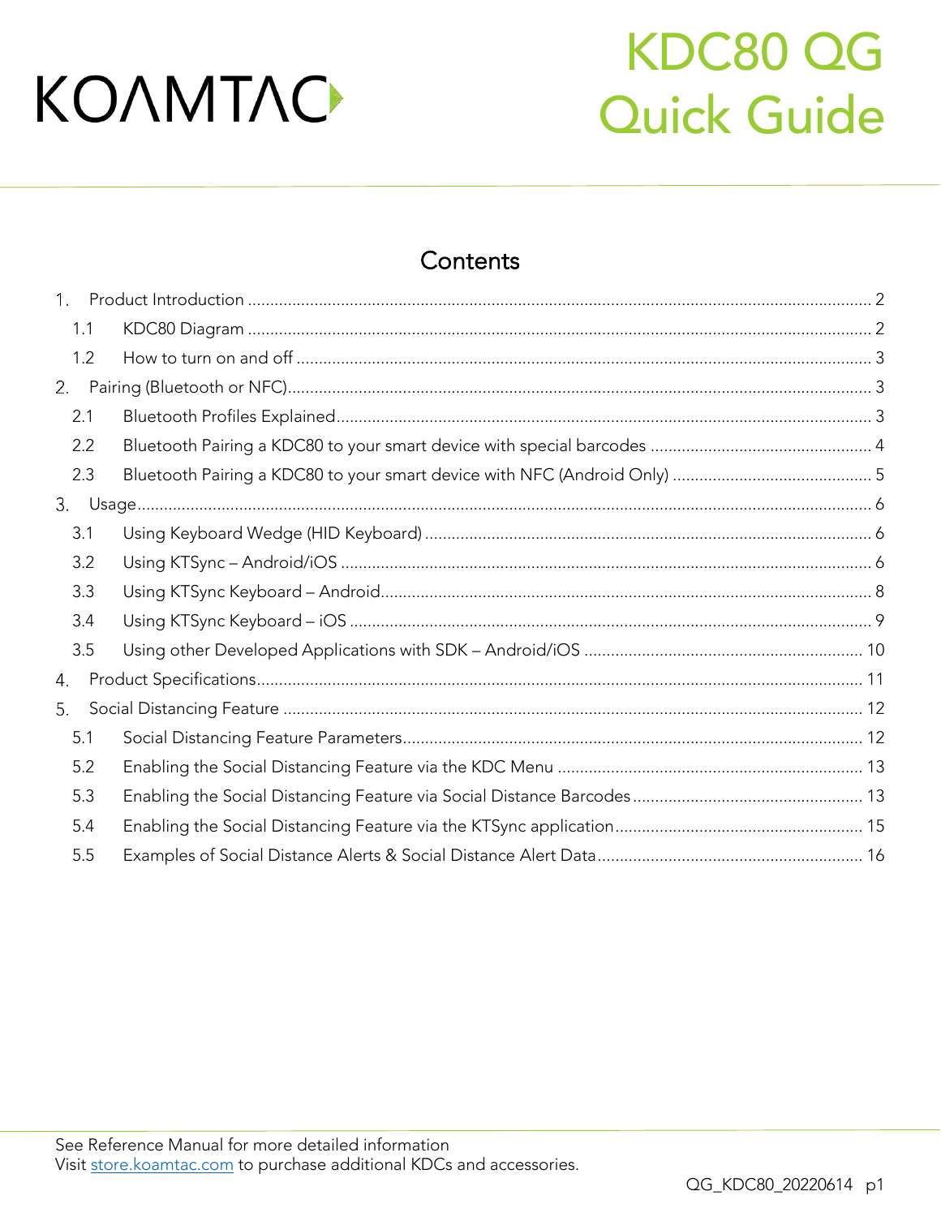KOAMTAC

# KDC80 QG Quick Guide

## Contents

1. Product Introduction ........................................ 2
   - 1.1 KDC80 Diagram ........................................ 2
   - 1.2 How to turn on and off ........................................ 3
2. Pairing (Bluetooth or NFC) ........................................ 3
   - 2.1 Bluetooth Profiles Explained ........................................ 3
   - 2.2 Bluetooth Pairing a KDC80 to your smart device with special barcodes ........................................ 4
   - 2.3 Bluetooth Pairing a KDC80 to your smart device with NFC (Android Only) ........................................ 5
3. Usage ........................................ 6
   - 3.1 Using Keyboard Wedge (HID Keyboard) ........................................ 6
   - 3.2 Using KTSync – Android/iOS ........................................ 6
   - 3.3 Using KTSync Keyboard – Android ........................................ 8
   - 3.4 Using KTSync Keyboard – iOS ........................................ 9
   - 3.5 Using other Developed Applications with SDK – Android/iOS ........................................ 10
4. Product Specifications ........................................ 11
5. Social Distancing Feature ........................................ 12
   - 5.1 Social Distancing Feature Parameters ........................................ 12
   - 5.2 Enabling the Social Distancing Feature via the KDC Menu ........................................ 13
   - 5.3 Enabling the Social Distancing Feature via Social Distance Barcodes ........................................ 13
   - 5.4 Enabling the Social Distancing Feature via the KTSync application ........................................ 15
   - 5.5 Examples of Social Distance Alerts & Social Distance Alert Data ........................................ 16

See Reference Manual for more detailed information
Visit store.koamtac.com to purchase additional KDCs and accessories.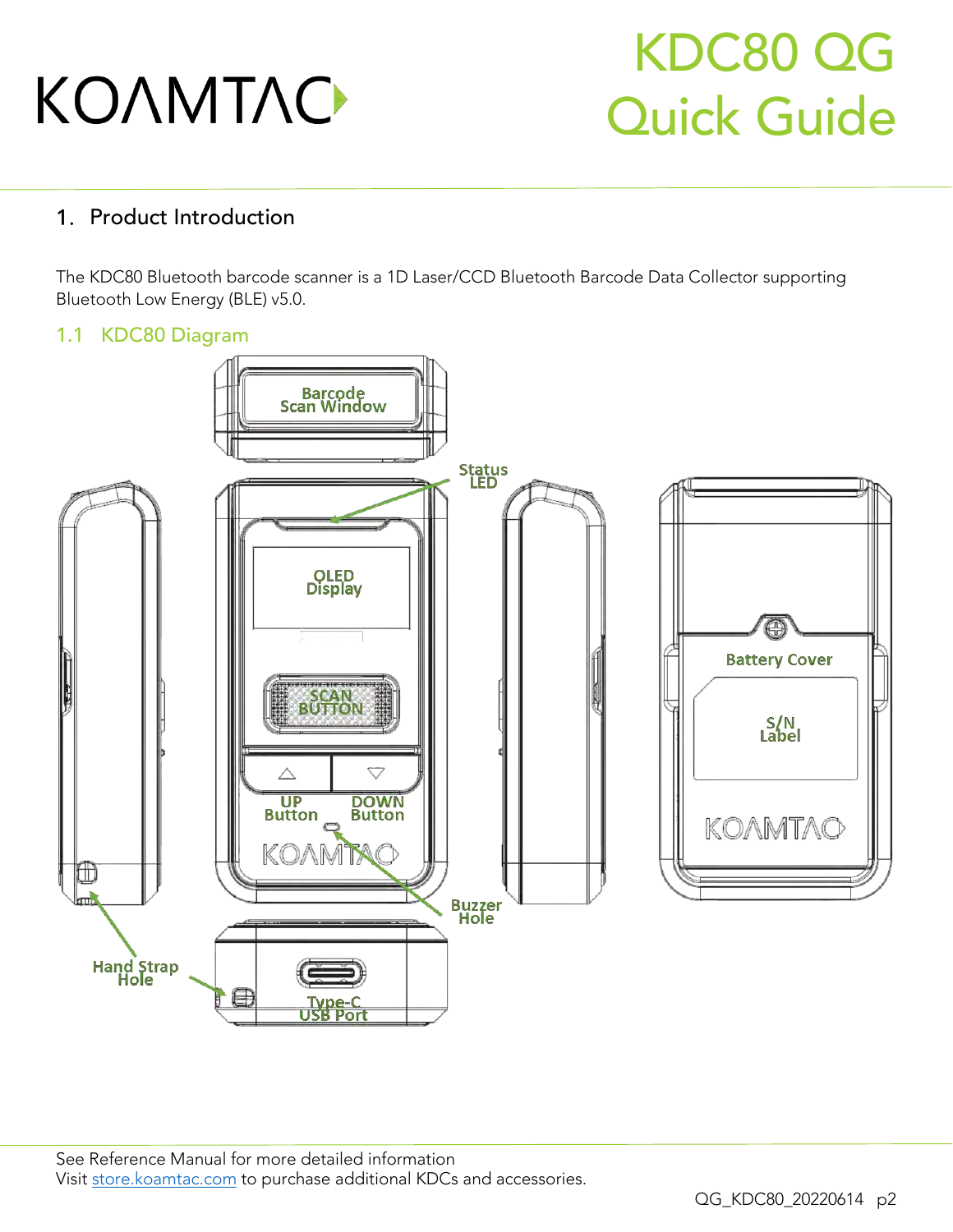# KDC80 QG Quick Guide

## 1. Product Introduction

The KDC80 Bluetooth barcode scanner is a 1D Laser/CCD Bluetooth Barcode Data Collector supporting Bluetooth Low Energy (BLE) v5.0.

### 1.1 KDC80 Diagram

Barcode Scan Window

Status LED

OLED Display

SCAN BUTTON

UP Button

DOWN Button

Buzzer Hole

Battery Cover

S/N Label

Hand Strap Hole

Type-C USB Port

See Reference Manual for more detailed information
Visit [store.koamtac.com](store.koamtac.com) to purchase additional KDCs and accessories.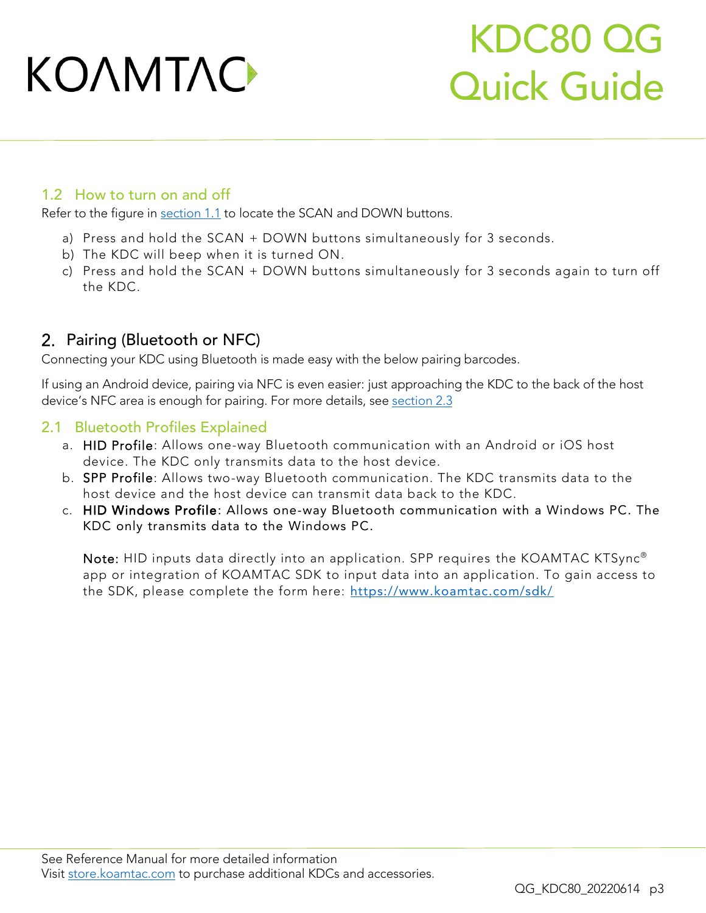## 1.2 How to turn on and off

Refer to the figure in section 1.1 to locate the SCAN and DOWN buttons.

a) Press and hold the SCAN + DOWN buttons simultaneously for 3 seconds.
b) The KDC will beep when it is turned ON.
c) Press and hold the SCAN + DOWN buttons simultaneously for 3 seconds again to turn off the KDC.

# 2. Pairing (Bluetooth or NFC)

Connecting your KDC using Bluetooth is made easy with the below pairing barcodes.

If using an Android device, pairing via NFC is even easier: just approaching the KDC to the back of the host device's NFC area is enough for pairing. For more details, see section 2.3

## 2.1 Bluetooth Profiles Explained

a. **HID Profile**: Allows one-way Bluetooth communication with an Android or iOS host device. The KDC only transmits data to the host device.
b. **SPP Profile**: Allows two-way Bluetooth communication. The KDC transmits data to the host device and the host device can transmit data back to the KDC.
c. **HID Windows Profile**: Allows one-way Bluetooth communication with a Windows PC. The KDC only transmits data to the Windows PC.

**Note:** HID inputs data directly into an application. SPP requires the KOAMTAC KTSync® app or integration of KOAMTAC SDK to input data into an application. To gain access to the SDK, please complete the form here: https://www.koamtac.com/sdk/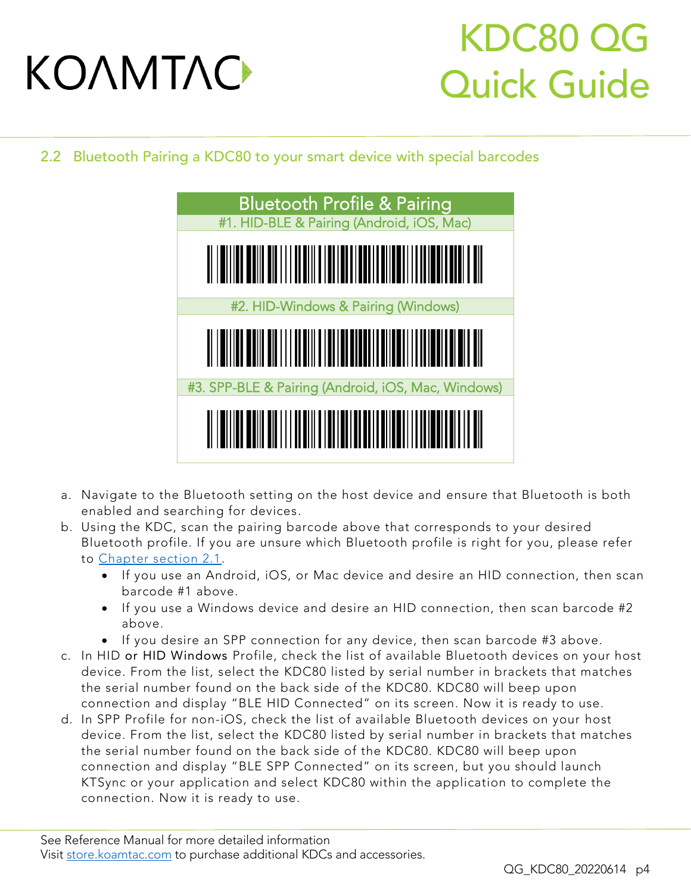## 2.2 Bluetooth Pairing a KDC80 to your smart device with special barcodes

| Bluetooth Profile & Pairing |
| --- |
| #1. HID-BLE & Pairing (Android, iOS, Mac) |
| |
| #2. HID-Windows & Pairing (Windows) |
| |
| #3. SPP-BLE & Pairing (Android, iOS, Mac, Windows) |
| |

a. Navigate to the Bluetooth setting on the host device and ensure that Bluetooth is both enabled and searching for devices.
b. Using the KDC, scan the pairing barcode above that corresponds to your desired Bluetooth profile. If you are unsure which Bluetooth profile is right for you, please refer to Chapter section 2.1.
   - If you use an Android, iOS, or Mac device and desire an HID connection, then scan barcode #1 above.
   - If you use a Windows device and desire an HID connection, then scan barcode #2 above.
   - If you desire an SPP connection for any device, then scan barcode #3 above.
c. In HID or HID Windows Profile, check the list of available Bluetooth devices on your host device. From the list, select the KDC80 listed by serial number in brackets that matches the serial number found on the back side of the KDC80. KDC80 will beep upon connection and display "BLE HID Connected" on its screen. Now it is ready to use.
d. In SPP Profile for non-iOS, check the list of available Bluetooth devices on your host device. From the list, select the KDC80 listed by serial number in brackets that matches the serial number found on the back side of the KDC80. KDC80 will beep upon connection and display "BLE SPP Connected" on its screen, but you should launch KTSync or your application and select KDC80 within the application to complete the connection. Now it is ready to use.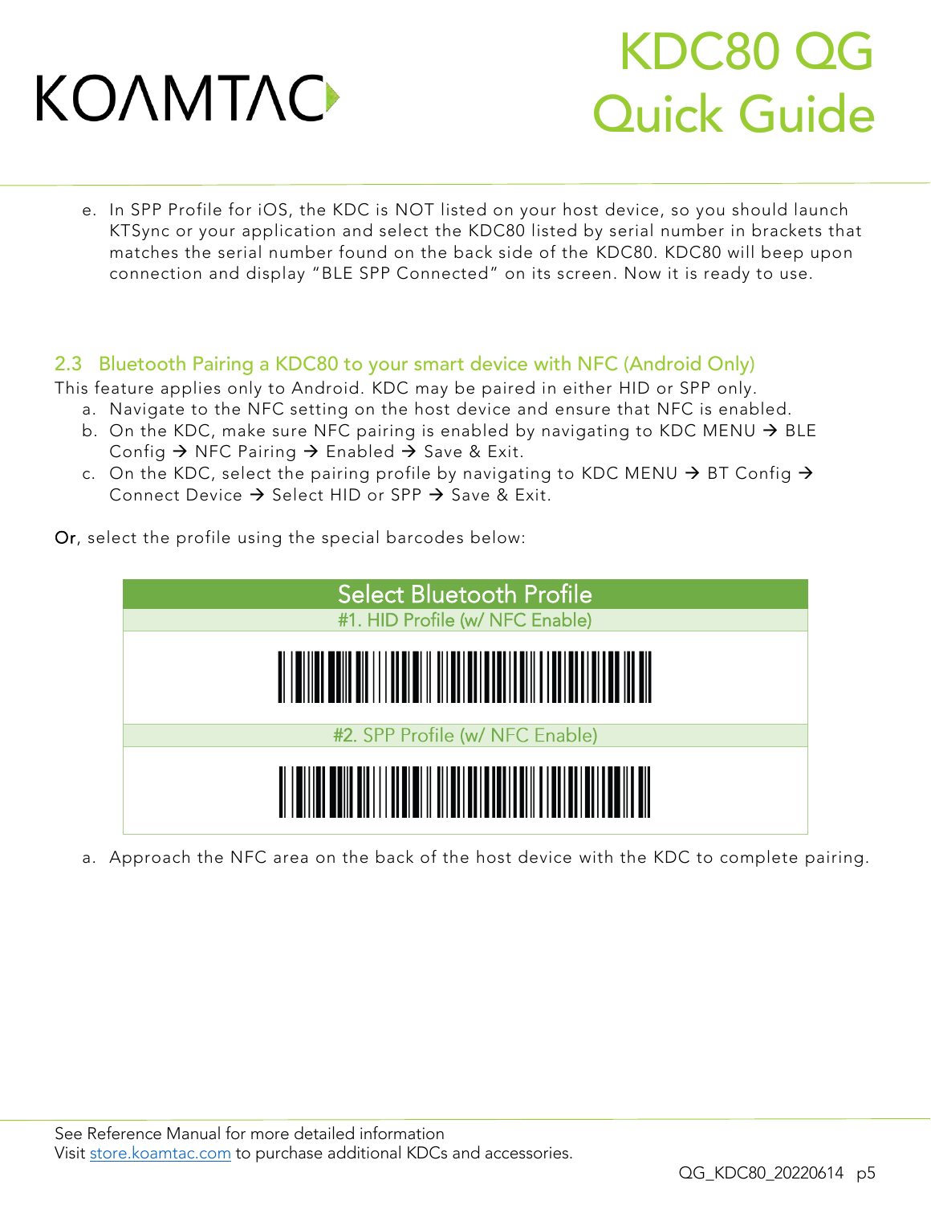e. In SPP Profile for iOS, the KDC is NOT listed on your host device, so you should launch KTSync or your application and select the KDC80 listed by serial number in brackets that matches the serial number found on the back side of the KDC80. KDC80 will beep upon connection and display "BLE SPP Connected" on its screen. Now it is ready to use.

## 2.3 Bluetooth Pairing a KDC80 to your smart device with NFC (Android Only)

This feature applies only to Android. KDC may be paired in either HID or SPP only.

a. Navigate to the NFC setting on the host device and ensure that NFC is enabled.
b. On the KDC, make sure NFC pairing is enabled by navigating to KDC MENU → BLE Config → NFC Pairing → Enabled → Save & Exit.
c. On the KDC, select the pairing profile by navigating to KDC MENU → BT Config → Connect Device → Select HID or SPP → Save & Exit.

**Or**, select the profile using the special barcodes below:

| Select Bluetooth Profile |
| --- |
| #1. HID Profile (w/ NFC Enable) |
| |
| #2. SPP Profile (w/ NFC Enable) |
| |

a. Approach the NFC area on the back of the host device with the KDC to complete pairing.

See Reference Manual for more detailed information
Visit store.koamtac.com to purchase additional KDCs and accessories.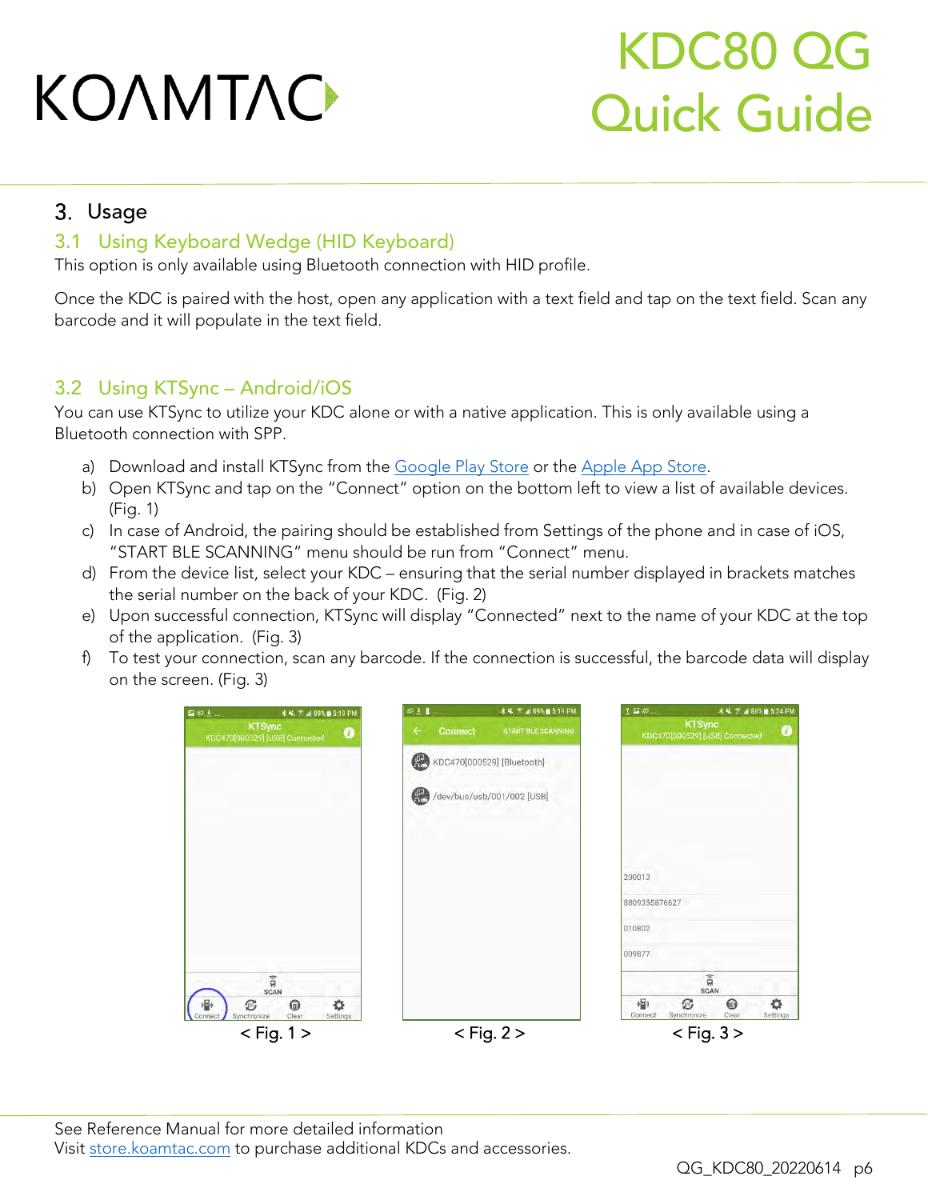## 3. Usage

### 3.1 Using Keyboard Wedge (HID Keyboard)

This option is only available using Bluetooth connection with HID profile.

Once the KDC is paired with the host, open any application with a text field and tap on the text field. Scan any barcode and it will populate in the text field.

### 3.2 Using KTSync – Android/iOS

You can use KTSync to utilize your KDC alone or with a native application. This is only available using a Bluetooth connection with SPP.

a) Download and install KTSync from the Google Play Store or the Apple App Store.
b) Open KTSync and tap on the "Connect" option on the bottom left to view a list of available devices. (Fig. 1)
c) In case of Android, the pairing should be established from Settings of the phone and in case of iOS, "START BLE SCANNING" menu should be run from "Connect" menu.
d) From the device list, select your KDC – ensuring that the serial number displayed in brackets matches the serial number on the back of your KDC. (Fig. 2)
e) Upon successful connection, KTSync will display "Connected" next to the name of your KDC at the top of the application. (Fig. 3)
f) To test your connection, scan any barcode. If the connection is successful, the barcode data will display on the screen. (Fig. 3)

< Fig. 1 >

< Fig. 2 >

< Fig. 3 >

See Reference Manual for more detailed information
Visit store.koamtac.com to purchase additional KDCs and accessories.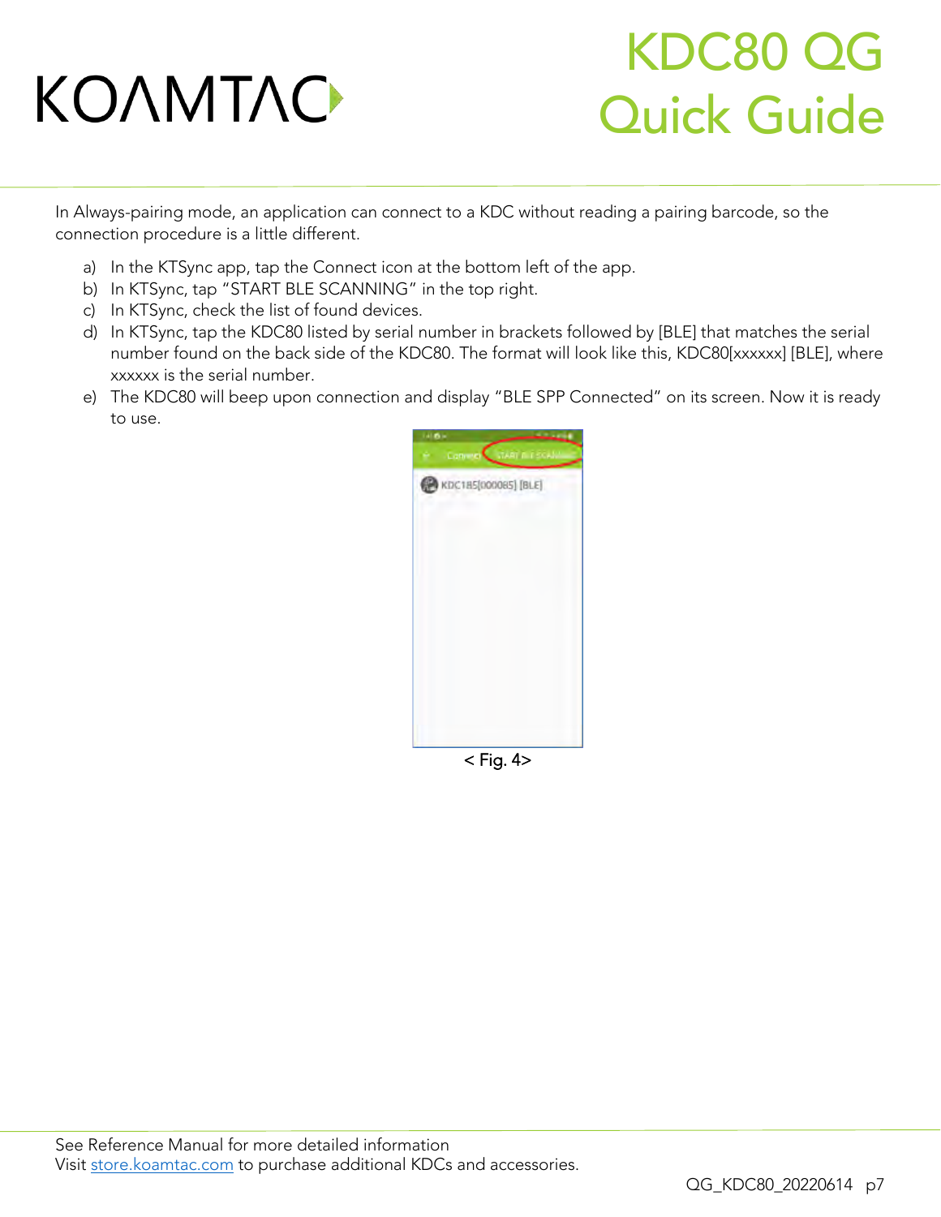In Always-pairing mode, an application can connect to a KDC without reading a pairing barcode, so the connection procedure is a little different.

a) In the KTSync app, tap the Connect icon at the bottom left of the app.
b) In KTSync, tap "START BLE SCANNING" in the top right.
c) In KTSync, check the list of found devices.
d) In KTSync, tap the KDC80 listed by serial number in brackets followed by [BLE] that matches the serial number found on the back side of the KDC80. The format will look like this, KDC80[xxxxxx] [BLE], where xxxxxx is the serial number.
e) The KDC80 will beep upon connection and display "BLE SPP Connected" on its screen. Now it is ready to use.

< Fig. 4>

See Reference Manual for more detailed information
Visit store.koamtac.com to purchase additional KDCs and accessories.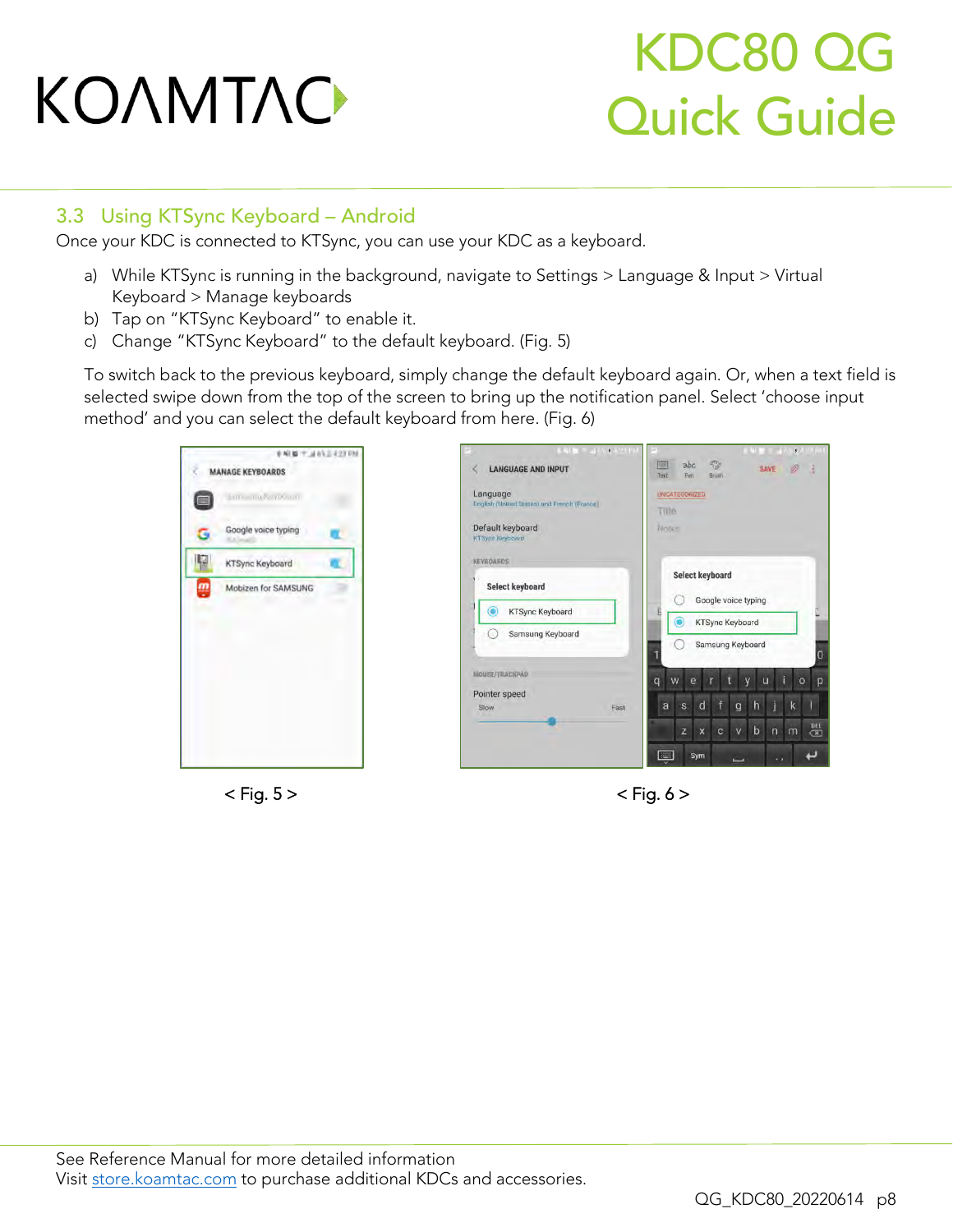## 3.3 Using KTSync Keyboard – Android

Once your KDC is connected to KTSync, you can use your KDC as a keyboard.

a) While KTSync is running in the background, navigate to Settings > Language & Input > Virtual Keyboard > Manage keyboards
b) Tap on "KTSync Keyboard" to enable it.
c) Change "KTSync Keyboard" to the default keyboard. (Fig. 5)

To switch back to the previous keyboard, simply change the default keyboard again. Or, when a text field is selected swipe down from the top of the screen to bring up the notification panel. Select 'choose input method' and you can select the default keyboard from here. (Fig. 6)

< Fig. 5 >

< Fig. 6 >

See Reference Manual for more detailed information
Visit store.koamtac.com to purchase additional KDCs and accessories.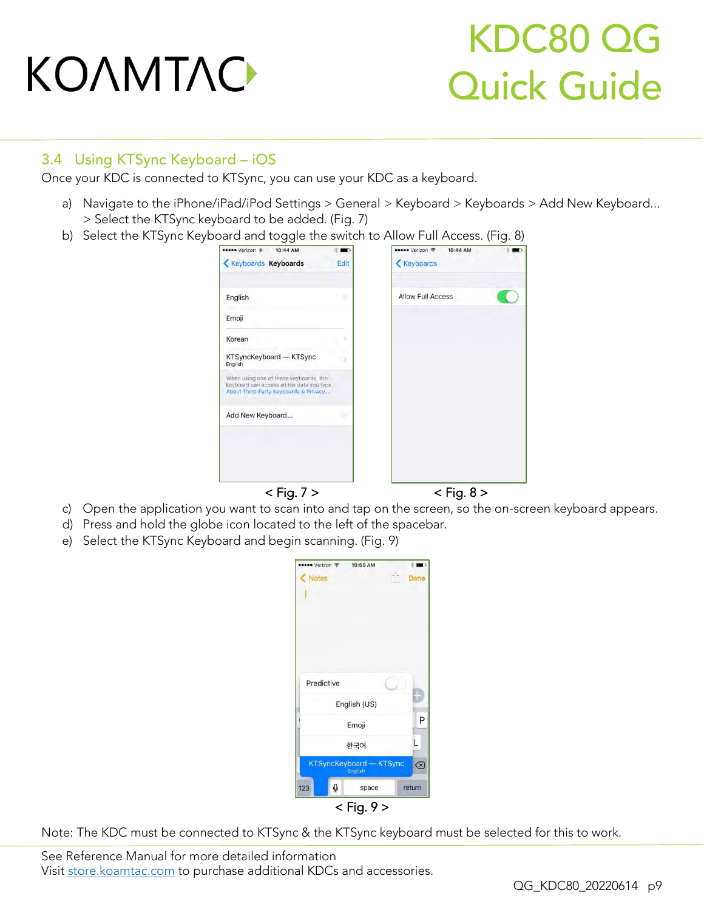## 3.4 Using KTSync Keyboard – iOS

Once your KDC is connected to KTSync, you can use your KDC as a keyboard.

a) Navigate to the iPhone/iPad/iPod Settings > General > Keyboard > Keyboards > Add New Keyboard… > Select the KTSync keyboard to be added. (Fig. 7)

b) Select the KTSync Keyboard and toggle the switch to Allow Full Access. (Fig. 8)

< Fig. 7 >

< Fig. 8 >

c) Open the application you want to scan into and tap on the screen, so the on-screen keyboard appears.

d) Press and hold the globe icon located to the left of the spacebar.

e) Select the KTSync Keyboard and begin scanning. (Fig. 9)

< Fig. 9 >

Note: The KDC must be connected to KTSync & the KTSync keyboard must be selected for this to work.

See Reference Manual for more detailed information

Visit store.koamtac.com to purchase additional KDCs and accessories.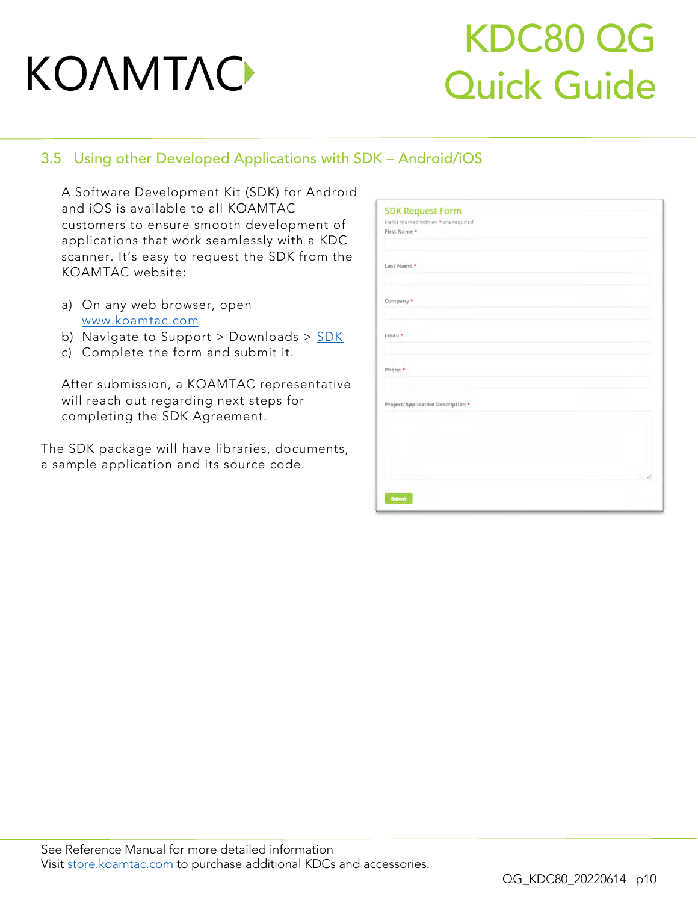## 3.5 Using other Developed Applications with SDK – Android/iOS

A Software Development Kit (SDK) for Android and iOS is available to all KOAMTAC customers to ensure smooth development of applications that work seamlessly with a KDC scanner. It's easy to request the SDK from the KOAMTAC website:

a) On any web browser, open www.koamtac.com
b) Navigate to Support > Downloads > SDK
c) Complete the form and submit it.

After submission, a KOAMTAC representative will reach out regarding next steps for completing the SDK Agreement.

The SDK package will have libraries, documents, a sample application and its source code.

**SDK Request Form**

Fields marked with an * are required

First Name *

Last Name *

Company *

Email *

Phone *

Project/Application Description *

Submit

See Reference Manual for more detailed information
Visit store.koamtac.com to purchase additional KDCs and accessories.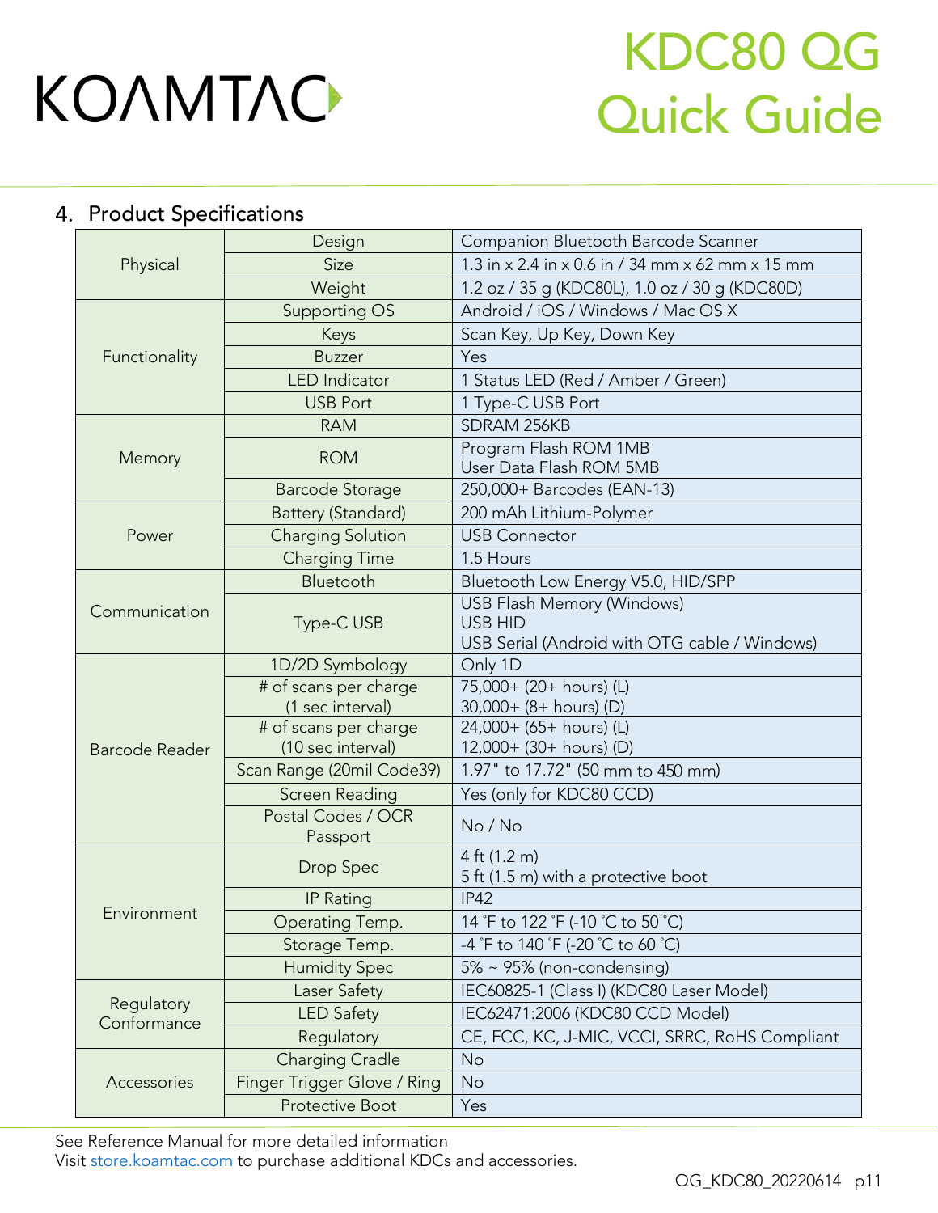## 4. Product Specifications

| Category | Item | Specification |
|---|---|---|
| Physical | Design | Companion Bluetooth Barcode Scanner |
| | Size | 1.3 in x 2.4 in x 0.6 in / 34 mm x 62 mm x 15 mm |
| | Weight | 1.2 oz / 35 g (KDC80L), 1.0 oz / 30 g (KDC80D) |
| Functionality | Supporting OS | Android / iOS / Windows / Mac OS X |
| | Keys | Scan Key, Up Key, Down Key |
| | Buzzer | Yes |
| | LED Indicator | 1 Status LED (Red / Amber / Green) |
| | USB Port | 1 Type-C USB Port |
| Memory | RAM | SDRAM 256KB |
| | ROM | Program Flash ROM 1MB<br>User Data Flash ROM 5MB |
| | Barcode Storage | 250,000+ Barcodes (EAN-13) |
| Power | Battery (Standard) | 200 mAh Lithium-Polymer |
| | Charging Solution | USB Connector |
| | Charging Time | 1.5 Hours |
| Communication | Bluetooth | Bluetooth Low Energy V5.0, HID/SPP |
| | Type-C USB | USB Flash Memory (Windows)<br>USB HID<br>USB Serial (Android with OTG cable / Windows) |
| Barcode Reader | 1D/2D Symbology | Only 1D |
| | # of scans per charge (1 sec interval) | 75,000+ (20+ hours) (L)<br>30,000+ (8+ hours) (D) |
| | # of scans per charge (10 sec interval) | 24,000+ (65+ hours) (L)<br>12,000+ (30+ hours) (D) |
| | Scan Range (20mil Code39) | 1.97" to 17.72" (50 mm to 450 mm) |
| | Screen Reading | Yes (only for KDC80 CCD) |
| | Postal Codes / OCR Passport | No / No |
| Environment | Drop Spec | 4 ft (1.2 m)<br>5 ft (1.5 m) with a protective boot |
| | IP Rating | IP42 |
| | Operating Temp. | 14 ˚F to 122 ˚F (-10 ˚C to 50 ˚C) |
| | Storage Temp. | -4 ˚F to 140 ˚F (-20 ˚C to 60 ˚C) |
| | Humidity Spec | 5% ~ 95% (non-condensing) |
| Regulatory Conformance | Laser Safety | IEC60825-1 (Class I) (KDC80 Laser Model) |
| | LED Safety | IEC62471:2006 (KDC80 CCD Model) |
| | Regulatory | CE, FCC, KC, J-MIC, VCCI, SRRC, RoHS Compliant |
| Accessories | Charging Cradle | No |
| | Finger Trigger Glove / Ring | No |
| | Protective Boot | Yes |

See Reference Manual for more detailed information
Visit store.koamtac.com to purchase additional KDCs and accessories.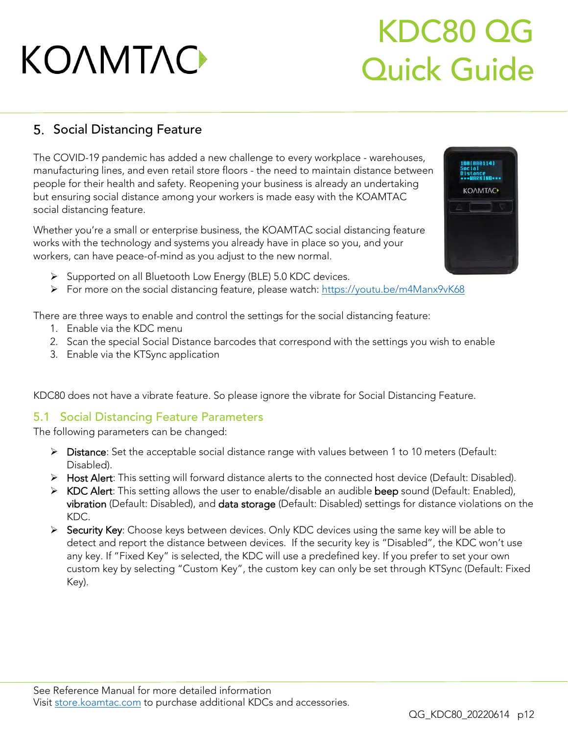## 5. Social Distancing Feature

The COVID-19 pandemic has added a new challenge to every workplace - warehouses, manufacturing lines, and even retail store floors - the need to maintain distance between people for their health and safety. Reopening your business is already an undertaking but ensuring social distance among your workers is made easy with the KOAMTAC social distancing feature.

Whether you're a small or enterprise business, the KOAMTAC social distancing feature works with the technology and systems you already have in place so you, and your workers, can have peace-of-mind as you adjust to the new normal.

- Supported on all Bluetooth Low Energy (BLE) 5.0 KDC devices.
- For more on the social distancing feature, please watch: https://youtu.be/m4Manx9vK68

There are three ways to enable and control the settings for the social distancing feature:

1. Enable via the KDC menu
2. Scan the special Social Distance barcodes that correspond with the settings you wish to enable
3. Enable via the KTSync application

KDC80 does not have a vibrate feature. So please ignore the vibrate for Social Distancing Feature.

### 5.1 Social Distancing Feature Parameters

The following parameters can be changed:

- **Distance**: Set the acceptable social distance range with values between 1 to 10 meters (Default: Disabled).
- **Host Alert**: This setting will forward distance alerts to the connected host device (Default: Disabled).
- **KDC Alert**: This setting allows the user to enable/disable an audible **beep** sound (Default: Enabled), **vibration** (Default: Disabled), and **data storage** (Default: Disabled) settings for distance violations on the KDC.
- **Security Key**: Choose keys between devices. Only KDC devices using the same key will be able to detect and report the distance between devices. If the security key is "Disabled", the KDC won't use any key. If "Fixed Key" is selected, the KDC will use a predefined key. If you prefer to set your own custom key by selecting "Custom Key", the custom key can only be set through KTSync (Default: Fixed Key).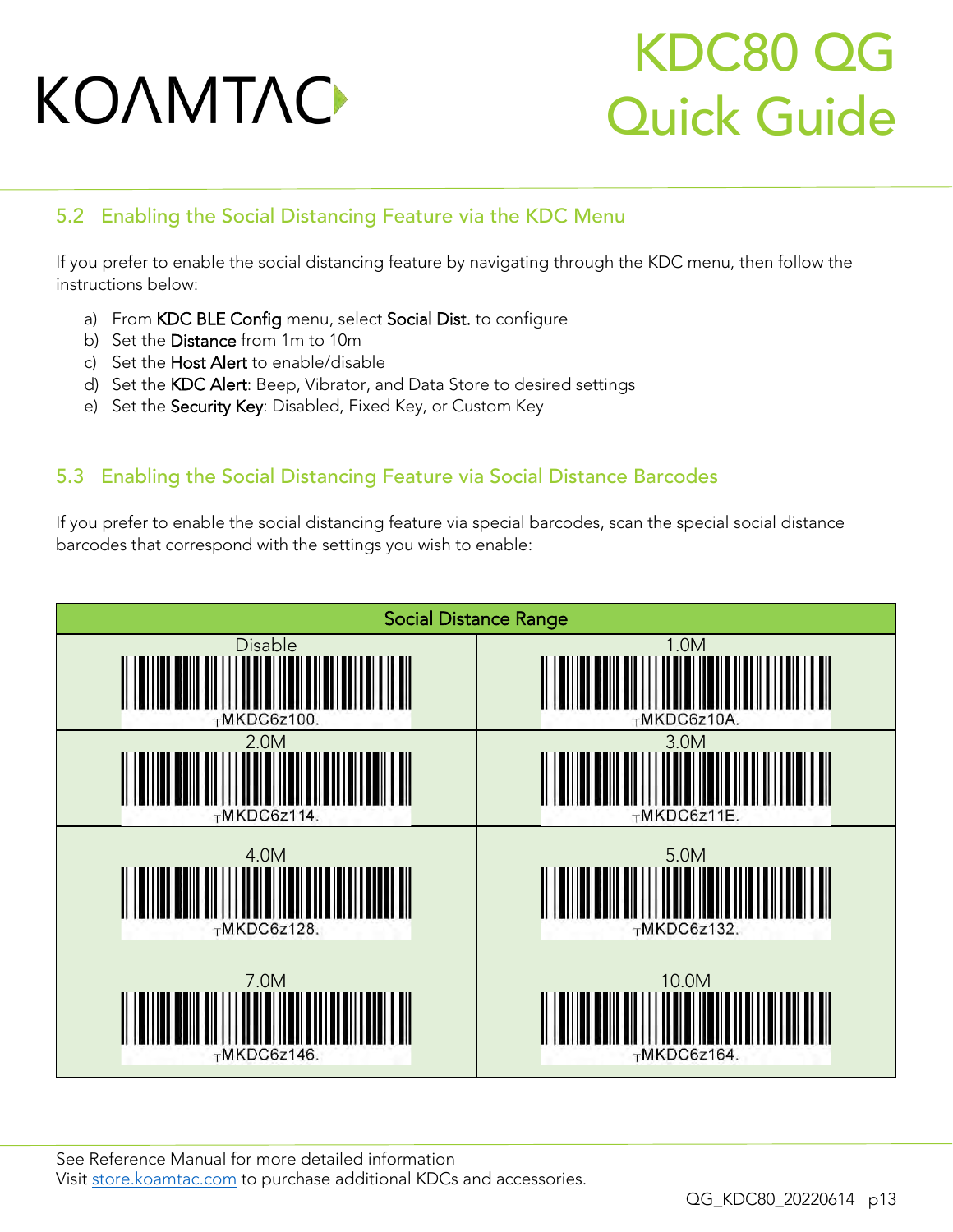## 5.2 Enabling the Social Distancing Feature via the KDC Menu

If you prefer to enable the social distancing feature by navigating through the KDC menu, then follow the instructions below:

a) From KDC BLE Config menu, select Social Dist. to configure
b) Set the Distance from 1m to 10m
c) Set the Host Alert to enable/disable
d) Set the KDC Alert: Beep, Vibrator, and Data Store to desired settings
e) Set the Security Key: Disabled, Fixed Key, or Custom Key

## 5.3 Enabling the Social Distancing Feature via Social Distance Barcodes

If you prefer to enable the social distancing feature via special barcodes, scan the special social distance barcodes that correspond with the settings you wish to enable:

| Social Distance Range | |
|---|---|
| Disable<br>┬MKDC6z100. | 1.0M<br>┬MKDC6z10A. |
| 2.0M<br>┬MKDC6z114. | 3.0M<br>┬MKDC6z11E. |
| 4.0M<br>┬MKDC6z128. | 5.0M<br>┬MKDC6z132. |
| 7.0M<br>┬MKDC6z146. | 10.0M<br>┬MKDC6z164. |

See Reference Manual for more detailed information
Visit store.koamtac.com to purchase additional KDCs and accessories.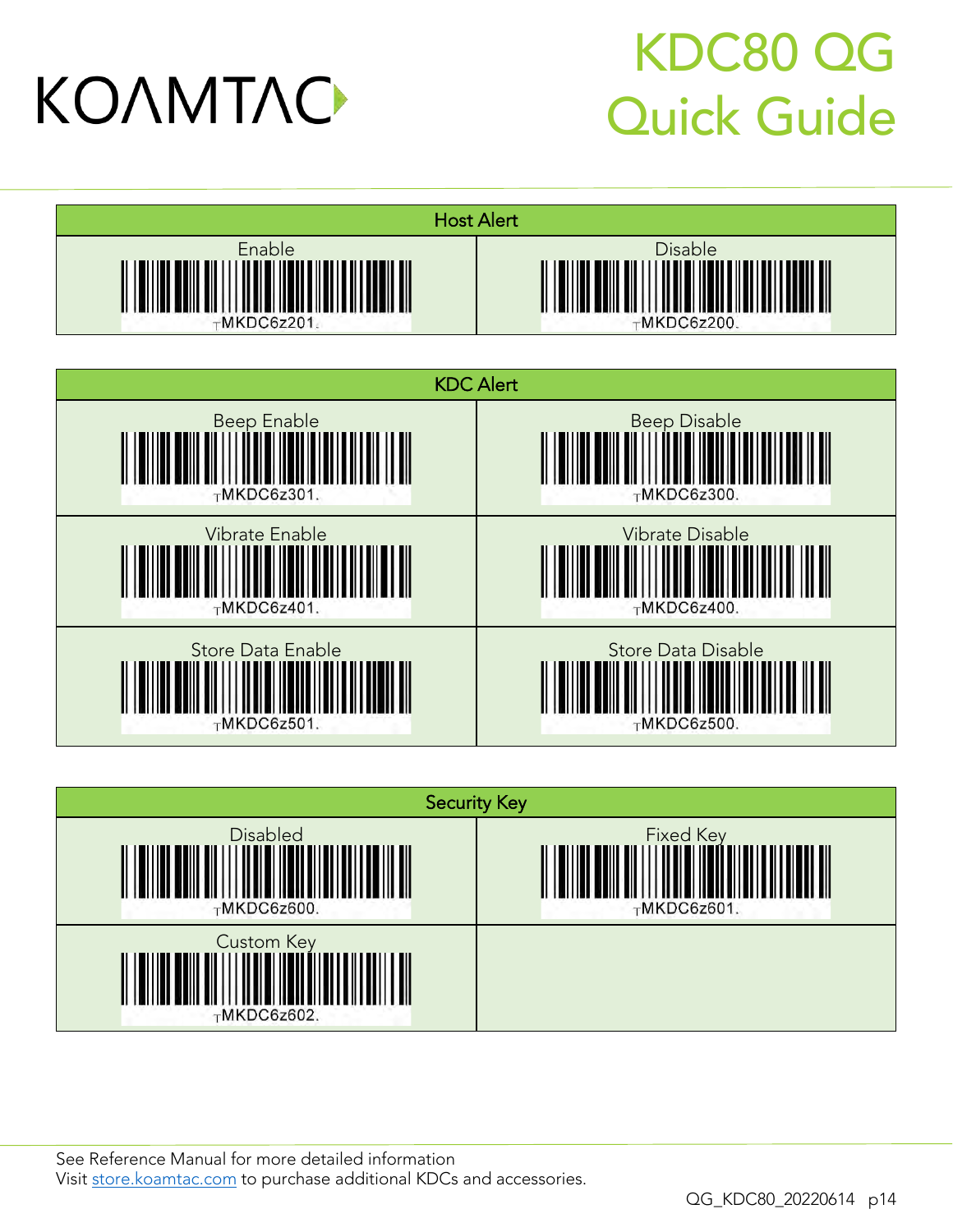# KOAMTAC

# KDC80 QG Quick Guide

| Host Alert | |
|---|---|
| Enable | Disable |
| ┬MKDC6z201. | ┬MKDC6z200. |

| KDC Alert | |
|---|---|
| Beep Enable | Beep Disable |
| ┬MKDC6z301. | ┬MKDC6z300. |
| Vibrate Enable | Vibrate Disable |
| ┬MKDC6z401. | ┬MKDC6z400. |
| Store Data Enable | Store Data Disable |
| ┬MKDC6z501. | ┬MKDC6z500. |

| Security Key | |
|---|---|
| Disabled | Fixed Key |
| ┬MKDC6z600. | ┬MKDC6z601. |
| Custom Key | |
| ┬MKDC6z602. | |

See Reference Manual for more detailed information
Visit store.koamtac.com to purchase additional KDCs and accessories.

QG_KDC80_20220614 p14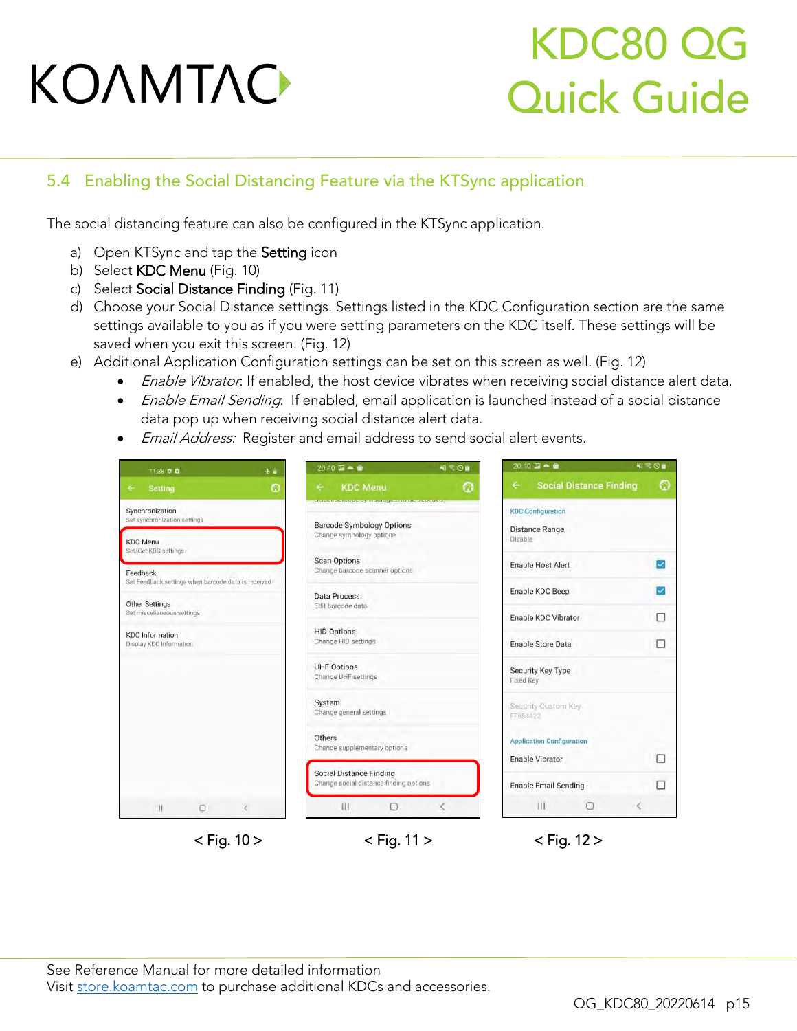## 5.4 Enabling the Social Distancing Feature via the KTSync application

The social distancing feature can also be configured in the KTSync application.

a) Open KTSync and tap the **Setting** icon
b) Select **KDC Menu** (Fig. 10)
c) Select **Social Distance Finding** (Fig. 11)
d) Choose your Social Distance settings. Settings listed in the KDC Configuration section are the same settings available to you as if you were setting parameters on the KDC itself. These settings will be saved when you exit this screen. (Fig. 12)
e) Additional Application Configuration settings can be set on this screen as well. (Fig. 12)
   - *Enable Vibrator*: If enabled, the host device vibrates when receiving social distance alert data.
   - *Enable Email Sending*: If enabled, email application is launched instead of a social distance data pop up when receiving social distance alert data.
   - *Email Address:* Register and email address to send social alert events.

< Fig. 10 >

< Fig. 11 >

< Fig. 12 >

See Reference Manual for more detailed information
Visit store.koamtac.com to purchase additional KDCs and accessories.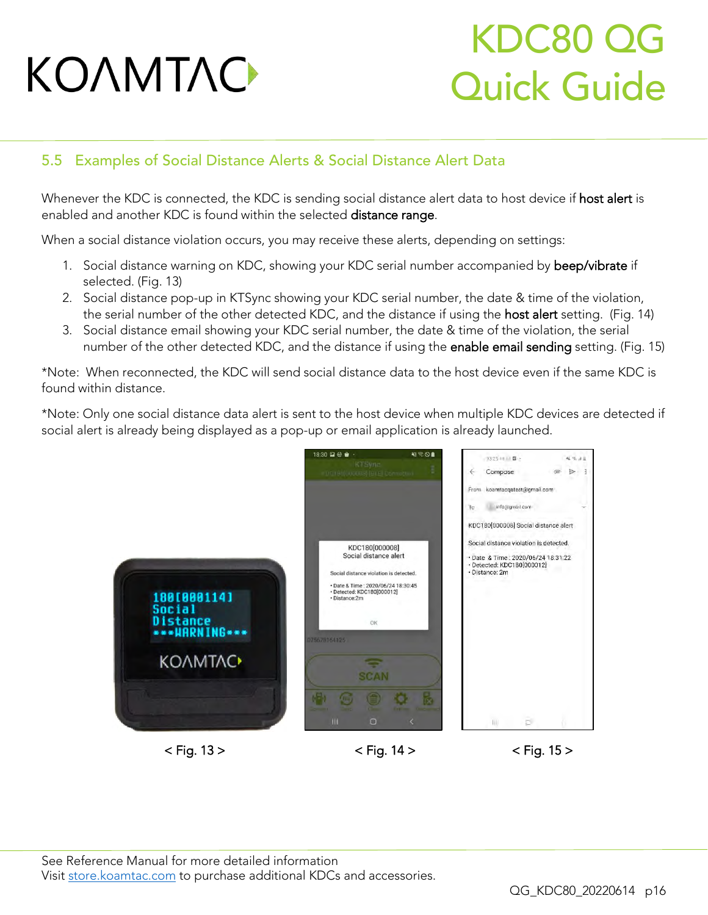## 5.5 Examples of Social Distance Alerts & Social Distance Alert Data

Whenever the KDC is connected, the KDC is sending social distance alert data to host device if **host alert** is enabled and another KDC is found within the selected **distance range**.

When a social distance violation occurs, you may receive these alerts, depending on settings:

1. Social distance warning on KDC, showing your KDC serial number accompanied by **beep/vibrate** if selected. (Fig. 13)
2. Social distance pop-up in KTSync showing your KDC serial number, the date & time of the violation, the serial number of the other detected KDC, and the distance if using the **host alert** setting. (Fig. 14)
3. Social distance email showing your KDC serial number, the date & time of the violation, the serial number of the other detected KDC, and the distance if using the **enable email sending** setting. (Fig. 15)

*Note: When reconnected, the KDC will send social distance data to the host device even if the same KDC is found within distance.

*Note: Only one social distance data alert is sent to the host device when multiple KDC devices are detected if social alert is already being displayed as a pop-up or email application is already launched.

< Fig. 13 >

< Fig. 14 >

< Fig. 15 >

See Reference Manual for more detailed information
Visit store.koamtac.com to purchase additional KDCs and accessories.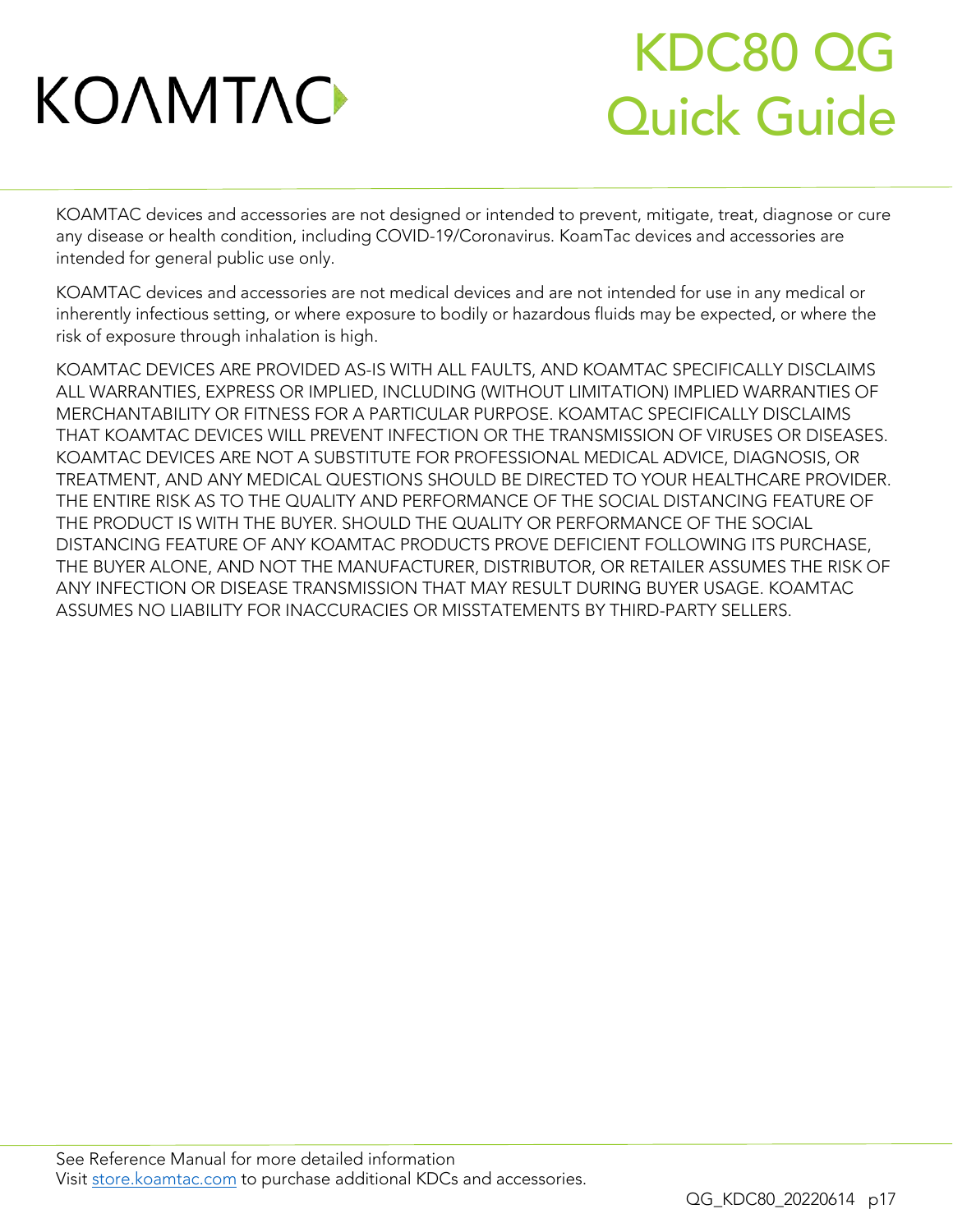KOAMTAC devices and accessories are not designed or intended to prevent, mitigate, treat, diagnose or cure any disease or health condition, including COVID-19/Coronavirus. KoamTac devices and accessories are intended for general public use only.

KOAMTAC devices and accessories are not medical devices and are not intended for use in any medical or inherently infectious setting, or where exposure to bodily or hazardous fluids may be expected, or where the risk of exposure through inhalation is high.

KOAMTAC DEVICES ARE PROVIDED AS-IS WITH ALL FAULTS, AND KOAMTAC SPECIFICALLY DISCLAIMS ALL WARRANTIES, EXPRESS OR IMPLIED, INCLUDING (WITHOUT LIMITATION) IMPLIED WARRANTIES OF MERCHANTABILITY OR FITNESS FOR A PARTICULAR PURPOSE. KOAMTAC SPECIFICALLY DISCLAIMS THAT KOAMTAC DEVICES WILL PREVENT INFECTION OR THE TRANSMISSION OF VIRUSES OR DISEASES. KOAMTAC DEVICES ARE NOT A SUBSTITUTE FOR PROFESSIONAL MEDICAL ADVICE, DIAGNOSIS, OR TREATMENT, AND ANY MEDICAL QUESTIONS SHOULD BE DIRECTED TO YOUR HEALTHCARE PROVIDER. THE ENTIRE RISK AS TO THE QUALITY AND PERFORMANCE OF THE SOCIAL DISTANCING FEATURE OF THE PRODUCT IS WITH THE BUYER. SHOULD THE QUALITY OR PERFORMANCE OF THE SOCIAL DISTANCING FEATURE OF ANY KOAMTAC PRODUCTS PROVE DEFICIENT FOLLOWING ITS PURCHASE, THE BUYER ALONE, AND NOT THE MANUFACTURER, DISTRIBUTOR, OR RETAILER ASSUMES THE RISK OF ANY INFECTION OR DISEASE TRANSMISSION THAT MAY RESULT DURING BUYER USAGE. KOAMTAC ASSUMES NO LIABILITY FOR INACCURACIES OR MISSTATEMENTS BY THIRD-PARTY SELLERS.